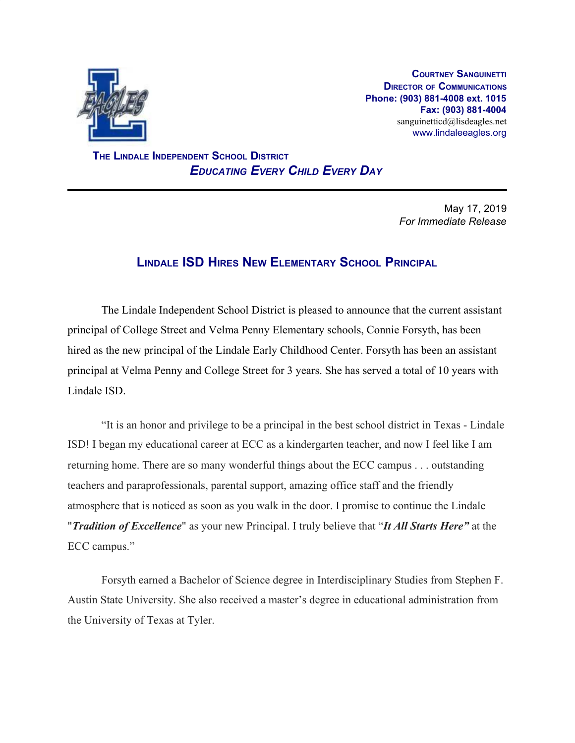**Courtney Sanguinetti**
**Director of Communications**
**Phone: (903) 881-4008 ext. 1015**
**Fax: (903) 881-4004**
sanguinetticd@lisdeagles.net
www.lindaleeagles.org

**The Lindale Independent School District**
***Educating Every Child Every Day***

---

May 17, 2019
*For Immediate Release*

# Lindale ISD Hires New Elementary School Principal

The Lindale Independent School District is pleased to announce that the current assistant principal of College Street and Velma Penny Elementary schools, Connie Forsyth, has been hired as the new principal of the Lindale Early Childhood Center. Forsyth has been an assistant principal at Velma Penny and College Street for 3 years. She has served a total of 10 years with Lindale ISD.

"It is an honor and privilege to be a principal in the best school district in Texas - Lindale ISD! I began my educational career at ECC as a kindergarten teacher, and now I feel like I am returning home. There are so many wonderful things about the ECC campus . . . outstanding teachers and paraprofessionals, parental support, amazing office staff and the friendly atmosphere that is noticed as soon as you walk in the door. I promise to continue the Lindale "***Tradition of Excellence***" as your new Principal. I truly believe that "***It All Starts Here***" at the ECC campus."

Forsyth earned a Bachelor of Science degree in Interdisciplinary Studies from Stephen F. Austin State University. She also received a master's degree in educational administration from the University of Texas at Tyler.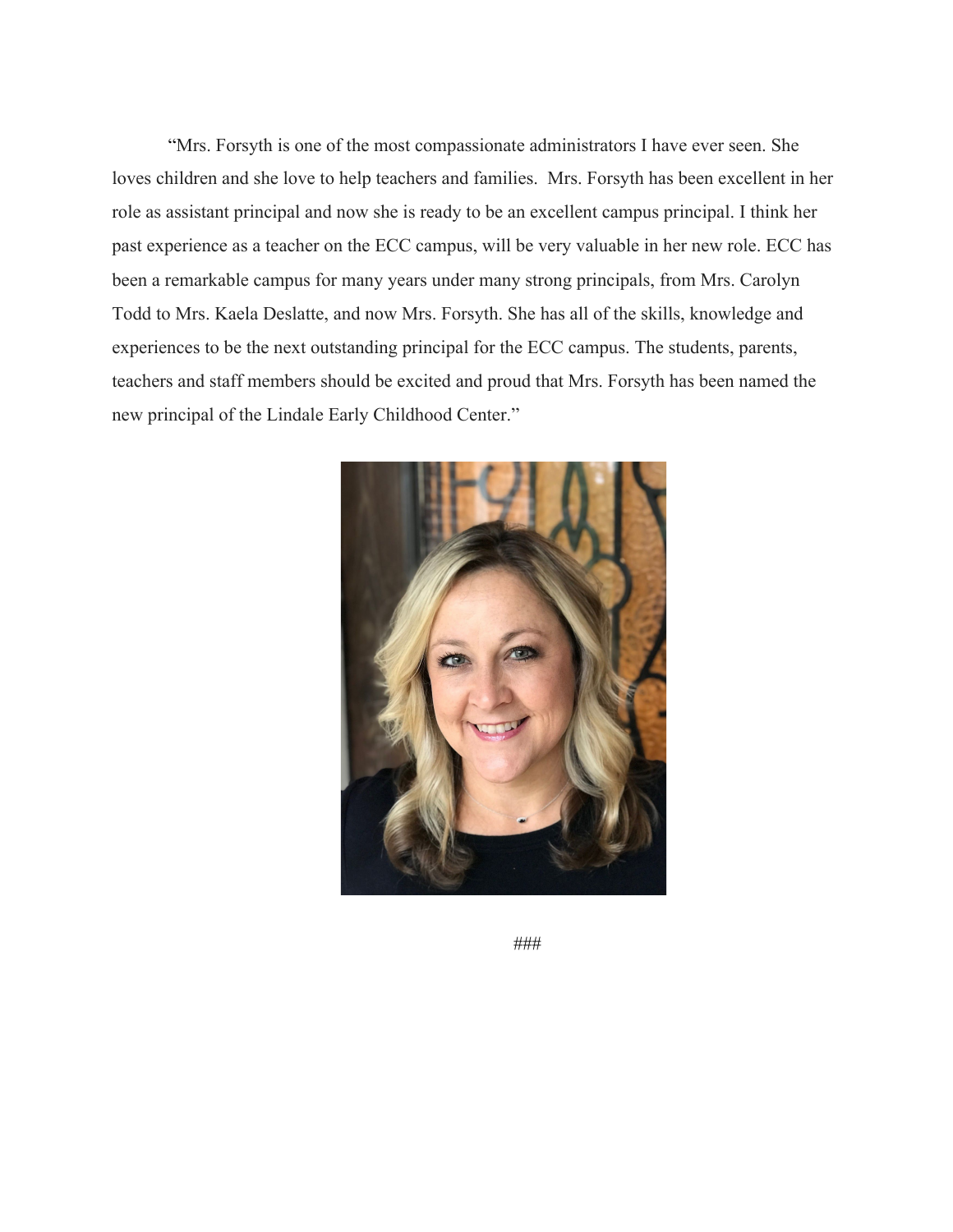"Mrs. Forsyth is one of the most compassionate administrators I have ever seen. She loves children and she love to help teachers and families. Mrs. Forsyth has been excellent in her role as assistant principal and now she is ready to be an excellent campus principal. I think her past experience as a teacher on the ECC campus, will be very valuable in her new role. ECC has been a remarkable campus for many years under many strong principals, from Mrs. Carolyn Todd to Mrs. Kaela Deslatte, and now Mrs. Forsyth. She has all of the skills, knowledge and experiences to be the next outstanding principal for the ECC campus. The students, parents, teachers and staff members should be excited and proud that Mrs. Forsyth has been named the new principal of the Lindale Early Childhood Center."

###